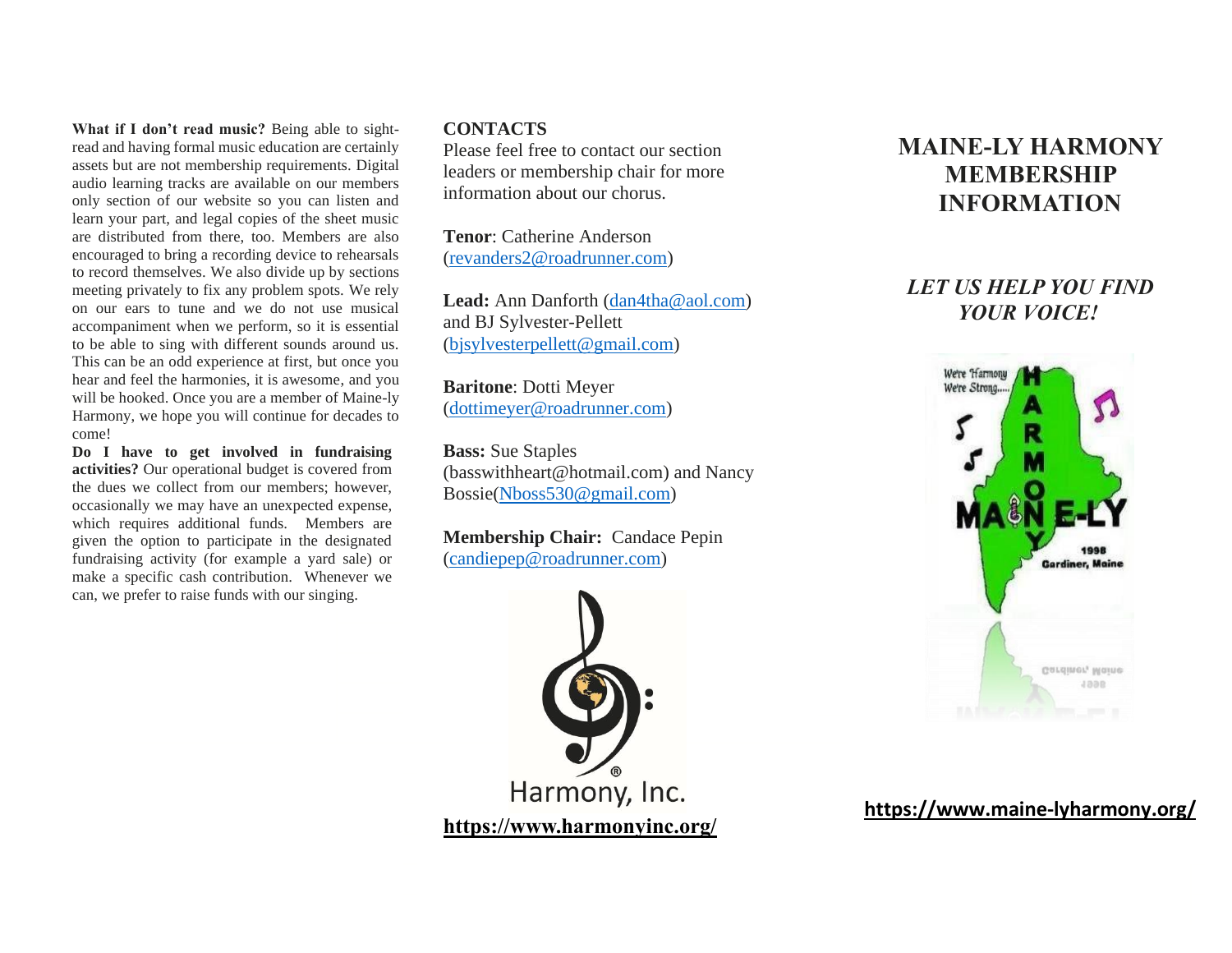**What if I don't read music?** Being able to sight-read and having formal music education are certainly assets but are not membership requirements. Digital audio learning tracks are available on our members only section of our website so you can listen and learn your part, and legal copies of the sheet music are distributed from there, too. Members are also encouraged to bring a recording device to rehearsals to record themselves. We also divide up by sections meeting privately to fix any problem spots. We rely on our ears to tune and we do not use musical accompaniment when we perform, so it is essential to be able to sing with different sounds around us. This can be an odd experience at first, but once you hear and feel the harmonies, it is awesome, and you will be hooked. Once you are a member of Maine-ly Harmony, we hope you will continue for decades to come!

**Do I have to get involved in fundraising activities?** Our operational budget is covered from the dues we collect from our members; however, occasionally we may have an unexpected expense, which requires additional funds. Members are given the option to participate in the designated fundraising activity (for example a yard sale) or make a specific cash contribution. Whenever we can, we prefer to raise funds with our singing.

## CONTACTS

Please feel free to contact our section leaders or membership chair for more information about our chorus.

**Tenor**: Catherine Anderson (revanders2@roadrunner.com)

**Lead:** Ann Danforth (dan4tha@aol.com) and BJ Sylvester-Pellett (bjsylvesterpellett@gmail.com)

**Baritone**: Dotti Meyer (dottimeyer@roadrunner.com)

**Bass:** Sue Staples (basswithheart@hotmail.com) and Nancy Bossie(Nboss530@gmail.com)

**Membership Chair:** Candace Pepin (candiepep@roadrunner.com)

Harmony, Inc.

**https://www.harmonyinc.org/**

# MAINE-LY HARMONY MEMBERSHIP INFORMATION

***LET US HELP YOU FIND YOUR VOICE!***

We're Harmony
We're Strong.....

HARMONY
MAINE-LY
1998
Gardiner, Maine

**https://www.maine-lyharmony.org/**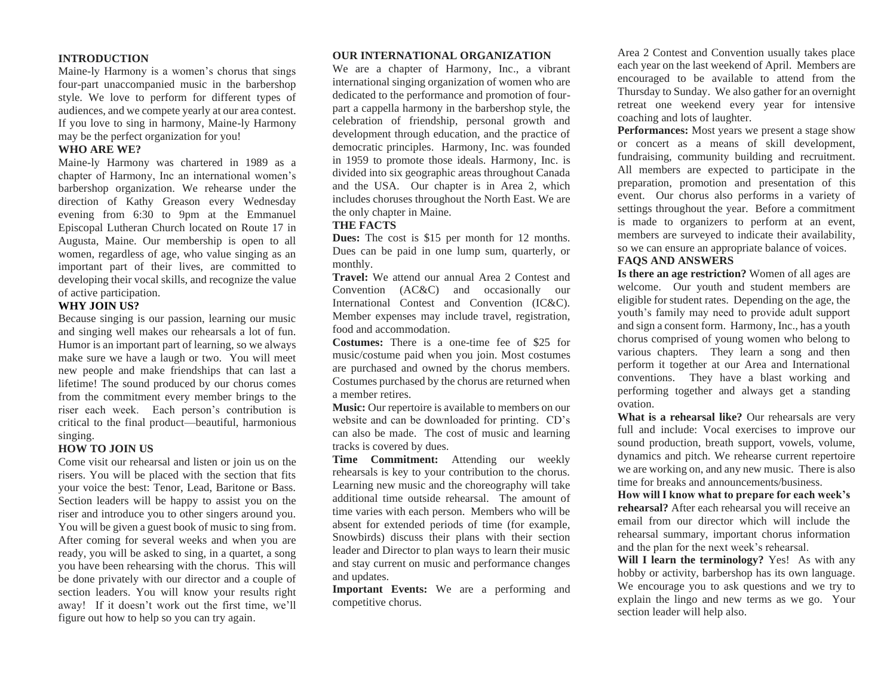## INTRODUCTION

Maine-ly Harmony is a women's chorus that sings four-part unaccompanied music in the barbershop style. We love to perform for different types of audiences, and we compete yearly at our area contest. If you love to sing in harmony, Maine-ly Harmony may be the perfect organization for you!

## WHO ARE WE?

Maine-ly Harmony was chartered in 1989 as a chapter of Harmony, Inc an international women's barbershop organization. We rehearse under the direction of Kathy Greason every Wednesday evening from 6:30 to 9pm at the Emmanuel Episcopal Lutheran Church located on Route 17 in Augusta, Maine. Our membership is open to all women, regardless of age, who value singing as an important part of their lives, are committed to developing their vocal skills, and recognize the value of active participation.

## WHY JOIN US?

Because singing is our passion, learning our music and singing well makes our rehearsals a lot of fun. Humor is an important part of learning, so we always make sure we have a laugh or two. You will meet new people and make friendships that can last a lifetime! The sound produced by our chorus comes from the commitment every member brings to the riser each week. Each person's contribution is critical to the final product—beautiful, harmonious singing.

## HOW TO JOIN US

Come visit our rehearsal and listen or join us on the risers. You will be placed with the section that fits your voice the best: Tenor, Lead, Baritone or Bass. Section leaders will be happy to assist you on the riser and introduce you to other singers around you. You will be given a guest book of music to sing from. After coming for several weeks and when you are ready, you will be asked to sing, in a quartet, a song you have been rehearsing with the chorus. This will be done privately with our director and a couple of section leaders. You will know your results right away! If it doesn't work out the first time, we'll figure out how to help so you can try again.

## OUR INTERNATIONAL ORGANIZATION

We are a chapter of Harmony, Inc., a vibrant international singing organization of women who are dedicated to the performance and promotion of four-part a cappella harmony in the barbershop style, the celebration of friendship, personal growth and development through education, and the practice of democratic principles. Harmony, Inc. was founded in 1959 to promote those ideals. Harmony, Inc. is divided into six geographic areas throughout Canada and the USA. Our chapter is in Area 2, which includes choruses throughout the North East. We are the only chapter in Maine.

## THE FACTS

**Dues:** The cost is $15 per month for 12 months. Dues can be paid in one lump sum, quarterly, or monthly.

**Travel:** We attend our annual Area 2 Contest and Convention (AC&C) and occasionally our International Contest and Convention (IC&C). Member expenses may include travel, registration, food and accommodation.

**Costumes:** There is a one-time fee of $25 for music/costume paid when you join. Most costumes are purchased and owned by the chorus members. Costumes purchased by the chorus are returned when a member retires.

**Music:** Our repertoire is available to members on our website and can be downloaded for printing. CD's can also be made. The cost of music and learning tracks is covered by dues.

**Time Commitment:** Attending our weekly rehearsals is key to your contribution to the chorus. Learning new music and the choreography will take additional time outside rehearsal. The amount of time varies with each person. Members who will be absent for extended periods of time (for example, Snowbirds) discuss their plans with their section leader and Director to plan ways to learn their music and stay current on music and performance changes and updates.

**Important Events:** We are a performing and competitive chorus. Area 2 Contest and Convention usually takes place each year on the last weekend of April. Members are encouraged to be available to attend from the Thursday to Sunday. We also gather for an overnight retreat one weekend every year for intensive coaching and lots of laughter.

**Performances:** Most years we present a stage show or concert as a means of skill development, fundraising, community building and recruitment. All members are expected to participate in the preparation, promotion and presentation of this event. Our chorus also performs in a variety of settings throughout the year. Before a commitment is made to organizers to perform at an event, members are surveyed to indicate their availability, so we can ensure an appropriate balance of voices.

## FAQS AND ANSWERS

**Is there an age restriction?** Women of all ages are welcome. Our youth and student members are eligible for student rates. Depending on the age, the youth's family may need to provide adult support and sign a consent form. Harmony, Inc., has a youth chorus comprised of young women who belong to various chapters. They learn a song and then perform it together at our Area and International conventions. They have a blast working and performing together and always get a standing ovation.

**What is a rehearsal like?** Our rehearsals are very full and include: Vocal exercises to improve our sound production, breath support, vowels, volume, dynamics and pitch. We rehearse current repertoire we are working on, and any new music. There is also time for breaks and announcements/business.

**How will I know what to prepare for each week's rehearsal?** After each rehearsal you will receive an email from our director which will include the rehearsal summary, important chorus information and the plan for the next week's rehearsal.

**Will I learn the terminology?** Yes! As with any hobby or activity, barbershop has its own language. We encourage you to ask questions and we try to explain the lingo and new terms as we go. Your section leader will help also.